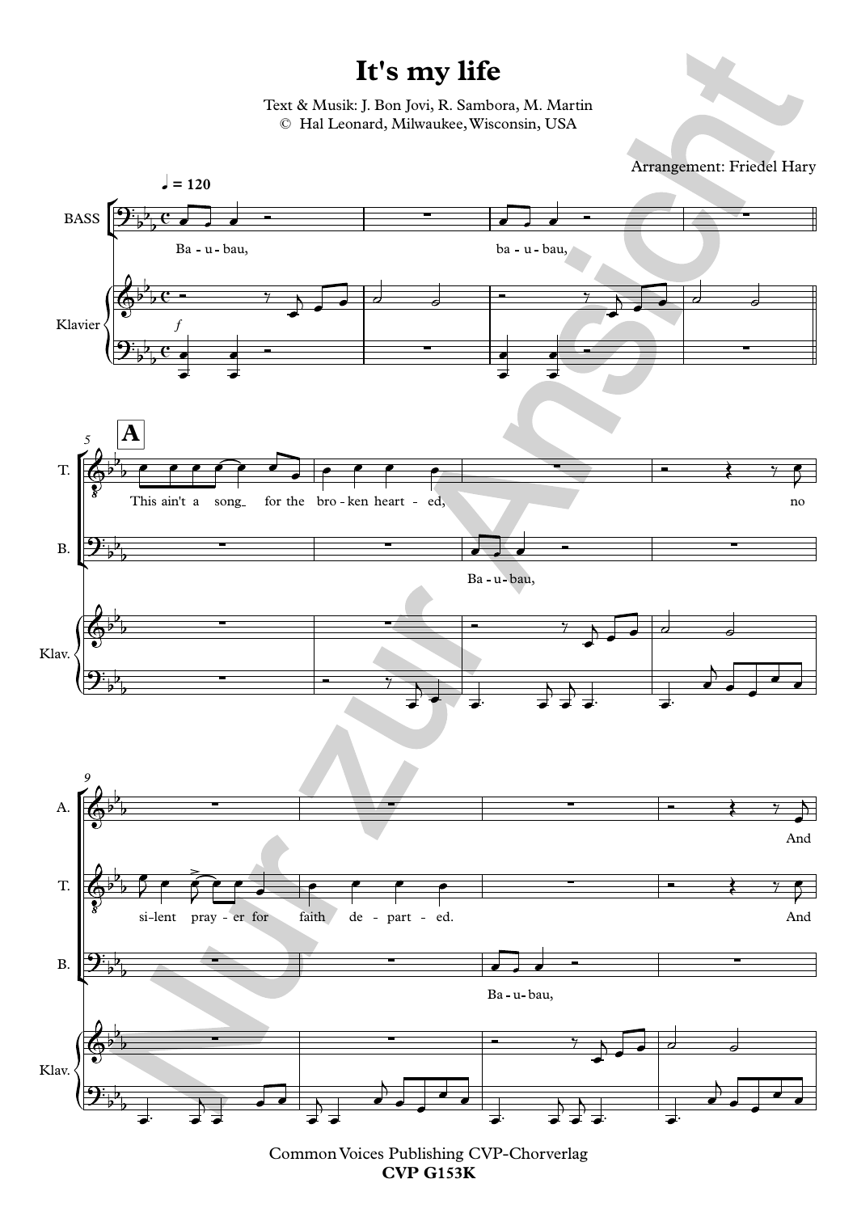# It's my life

Text & Musik: J. Bon Jovi, R. Sambora, M. Martin
© Hal Leonard, Milwaukee, Wisconsin, USA

Arrangement: Friedel Hary

Common Voices Publishing CVP-Chorverlag
**CVP G153K**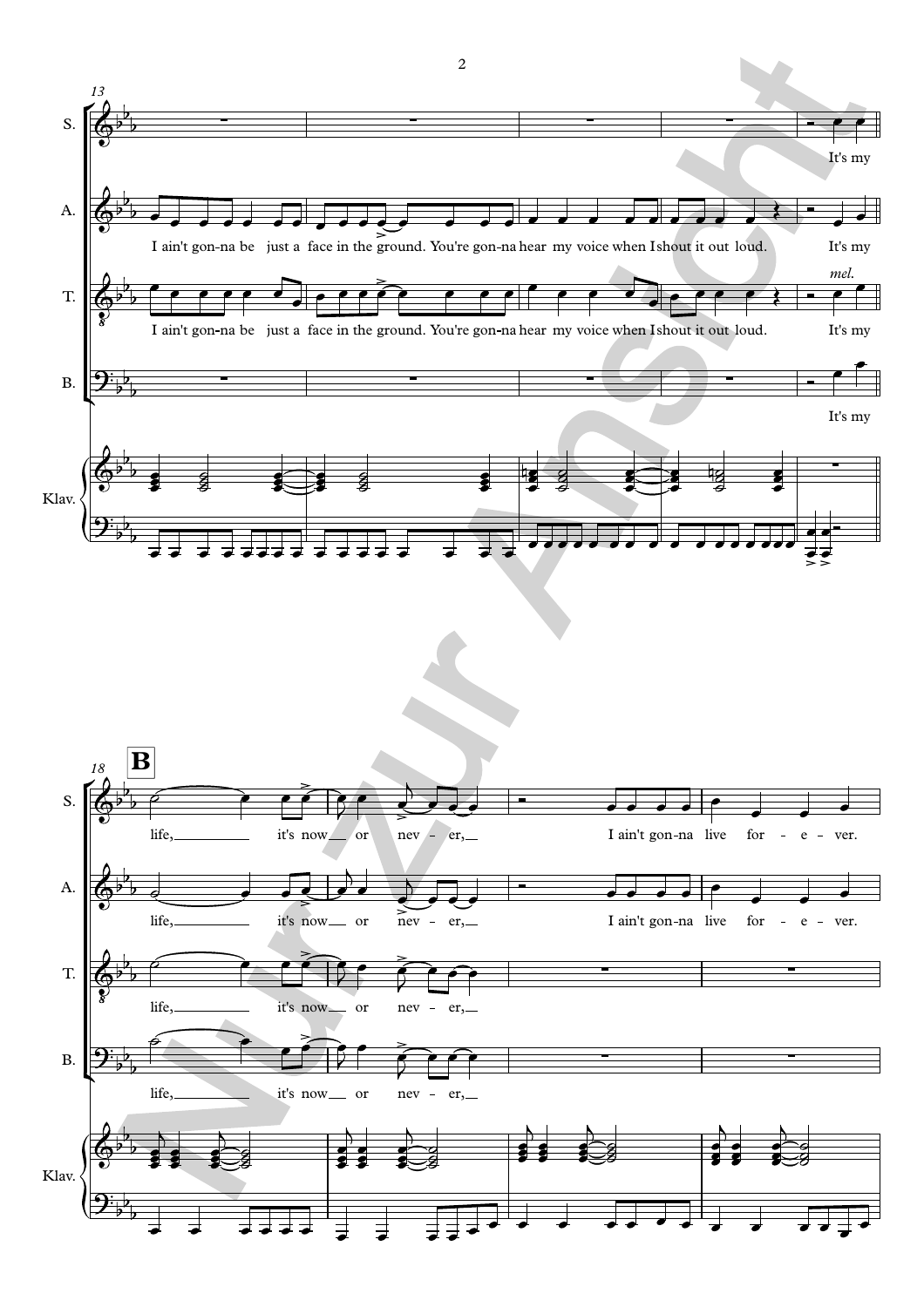13

S.

It's my

A.

I ain't gon-na be just a face in the ground. You're gon-na hear my voice when I shout it out loud. It's my

T.

*mel.*

I ain't gon-na be just a face in the ground. You're gon-na hear my voice when I shout it out loud. It's my

B.

It's my

Klav.

18

**B**

S.

life, it's now or nev - er, I ain't gon-na live for - e - ver.

A.

life, it's now or nev - er, I ain't gon-na live for - e - ver.

T.

life, it's now or nev - er,

B.

life, it's now or nev - er,

Klav.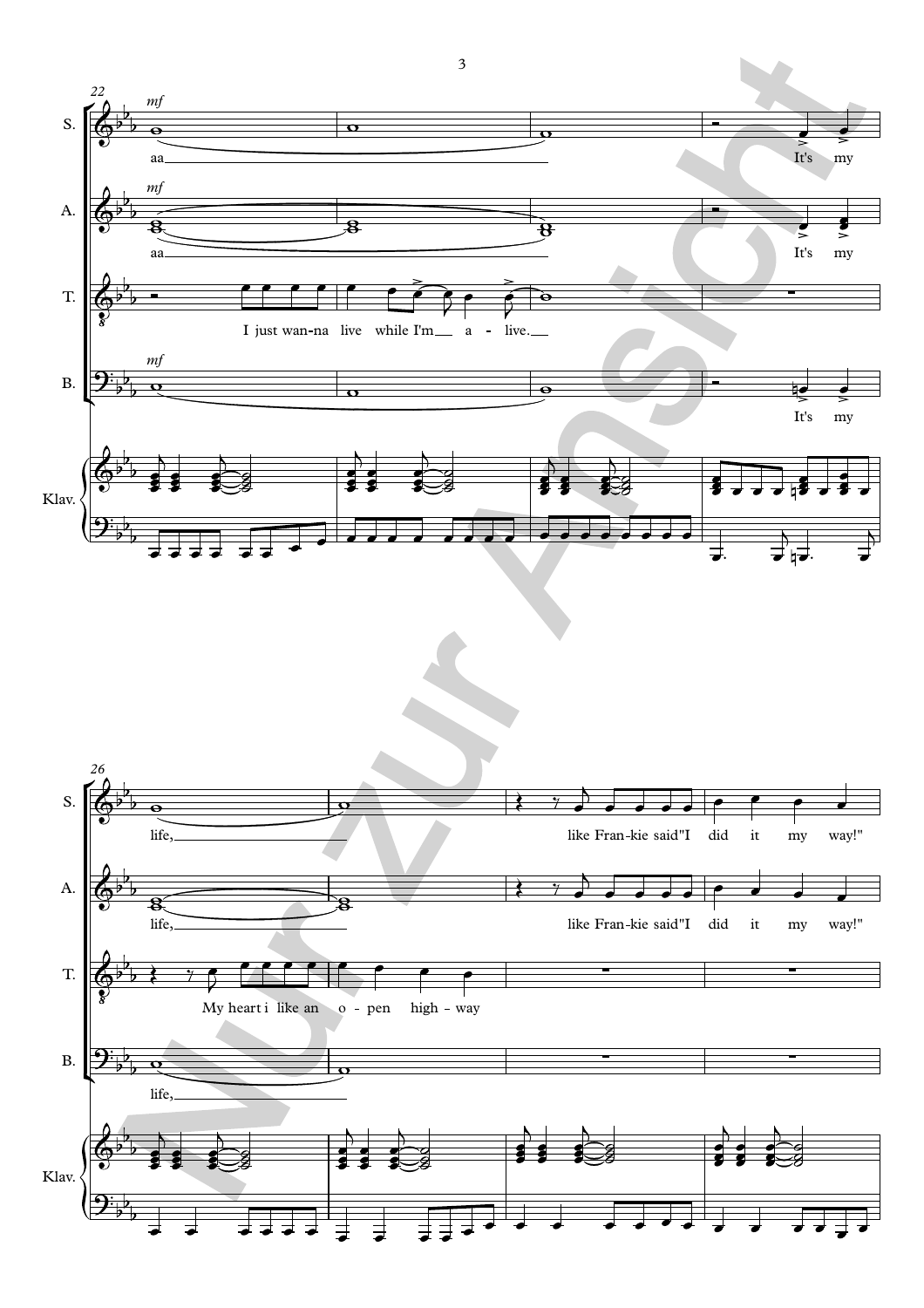22

S. *mf* aa It's my

A. *mf* aa It's my

T. I just wan-na live while I'm a - live.

B. *mf* It's my

Klav.

26

S. life, like Fran-kie said "I did it my way!"

A. life, like Fran-kie said "I did it my way!"

T. My heart i like an o - pen high - way

B. life,

Klav.

Nur zur Ansicht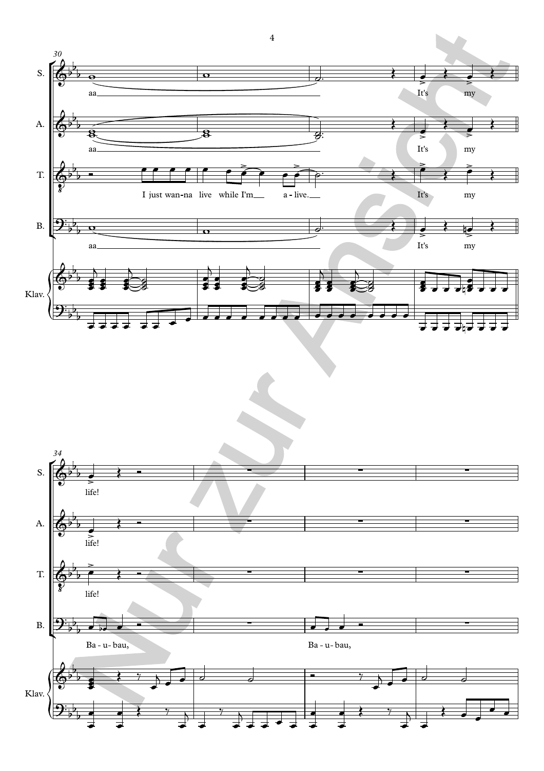S.

aa ___ It's my

A.

aa ___ It's my

T.

I just wan-na live while I'm ___ a - live. ___ It's my

B.

aa ___ It's my

Klav.

S.

life!

A.

life!

T.

life!

B.

Ba - u - bau, Ba - u - bau,

Klav.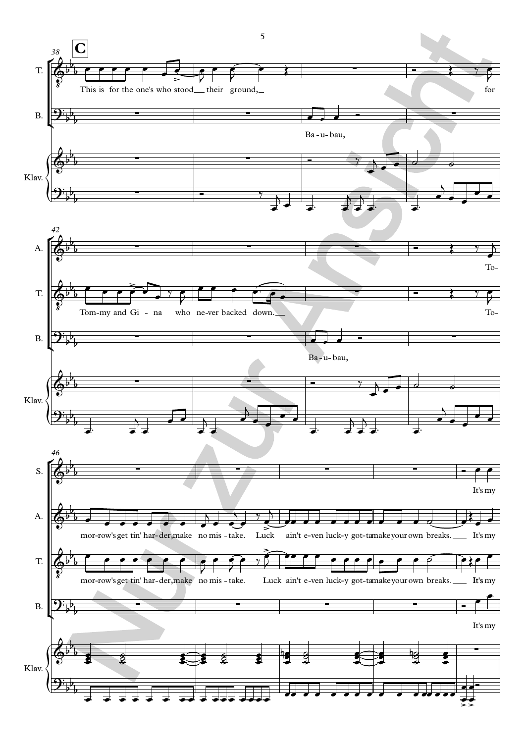**C**

38

T.: This is for the one's who stood their ground, for

B.: Ba - u - bau,

Klav.

42

A.: To-

T.: Tom-my and Gi - na who ne-ver backed down. To-

B.: Ba - u - bau,

Klav.

46

S.: It's my

A.: mor-row's get tin' har-der, make no mis - take. Luck ain't e-ven luck-y got-ta make your own breaks. It's my

T.: mor-row's get tin' har-der, make no mis - take. Luck ain't e-ven luck-y got-ta make your own breaks. It's my

B.: It's my

Klav.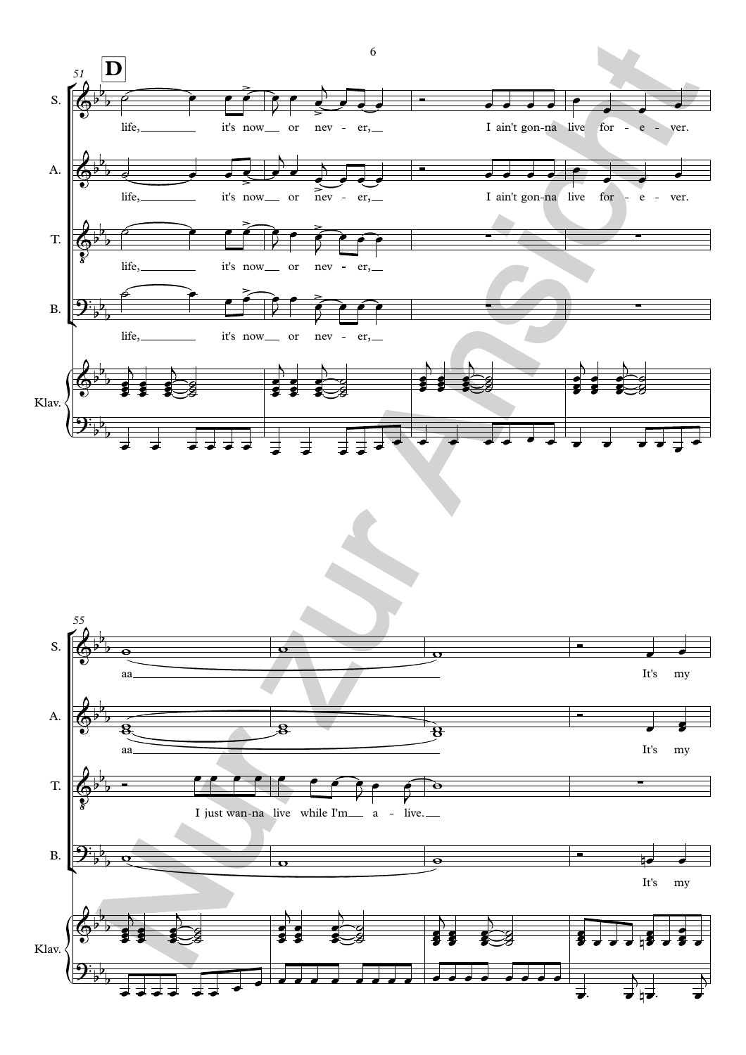**D**

51

S.: life, it's now or nev - er, I ain't gon-na live for - e - ver.

A.: life, it's now or nev - er, I ain't gon-na live for - e - ver.

T.: life, it's now or nev - er,

B.: life, it's now or nev - er,

Klav.

55

S.: aa It's my

A.: aa It's my

T.: I just wan-na live while I'm a - live.

B.: It's my

Klav.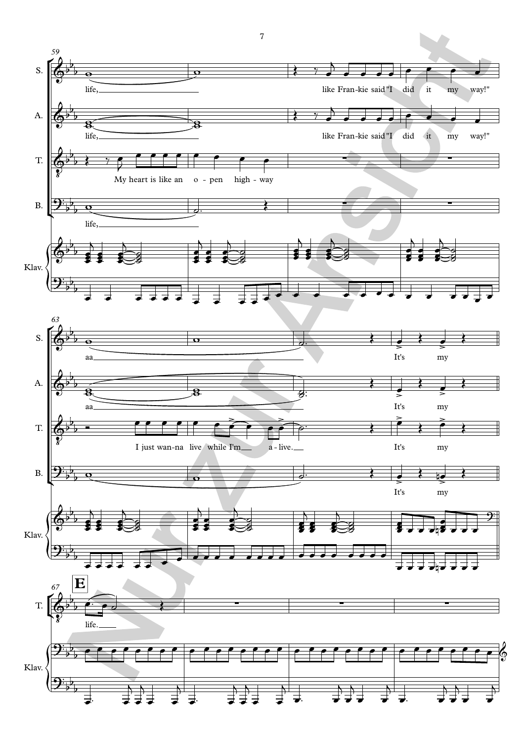**59**

S.: life, — like Fran-kie said "I did it my way!"

A.: life, — like Fran-kie said "I did it my way!"

T.: My heart is like an o - pen high - way

B.: life,

Klav.

**63**

S.: aa — It's my

A.: aa — It's my

T.: I just wan-na live while I'm a - live. — It's my

B.: It's my

Klav.

**67** **E**

T.: life.

Klav.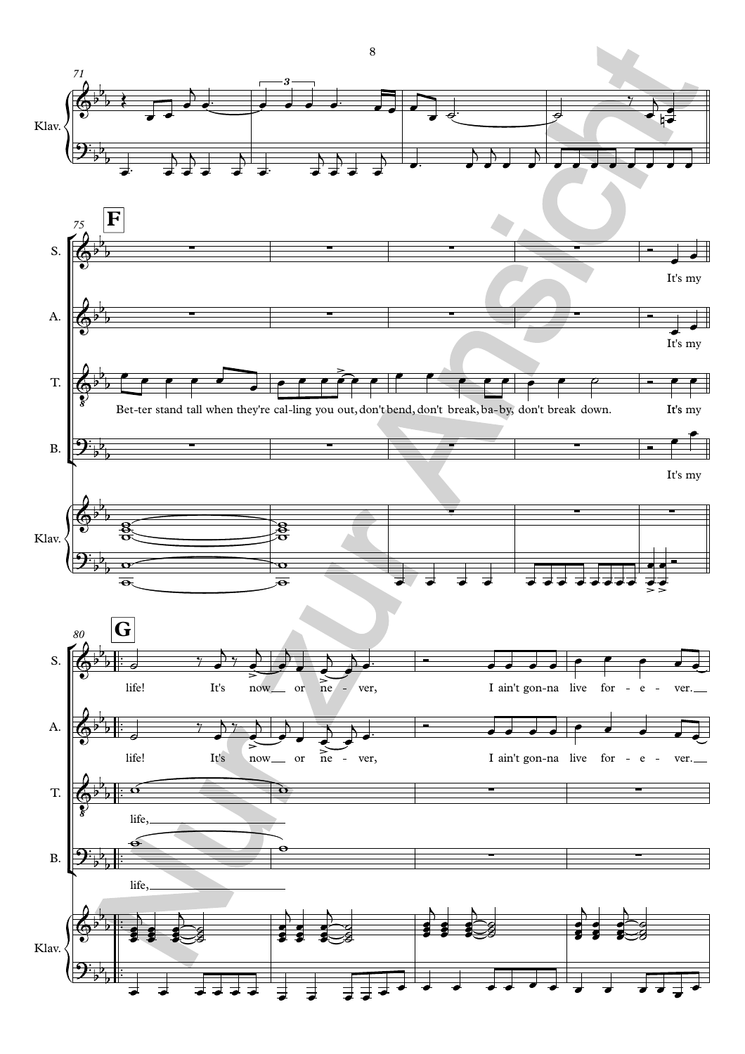Klav.

F

S.

A.

T.

Bet-ter stand tall when they're cal-ling you out, don't bend, don't break, ba-by, don't break down. It's my

B.

It's my

It's my

It's my

G

life! It's now or ne - ver, I ain't gon-na live for - e - ver.

life! It's now or ne - ver, I ain't gon-na live for - e - ver.

life,

life,